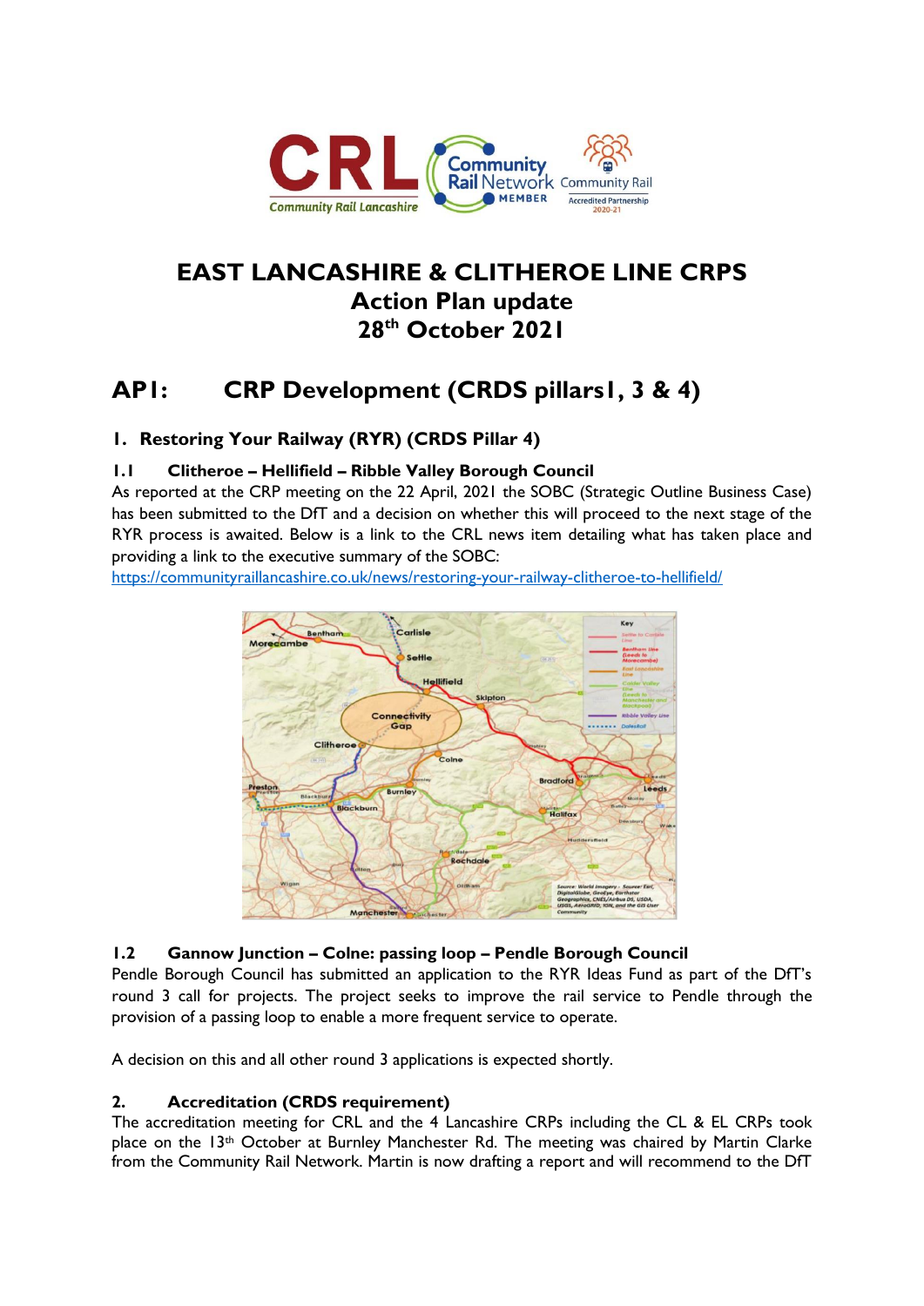# EAST LANCASHIRE & CLITHEROE LINE CRPS
## Action Plan update
## 28th October 2021

# AP1: CRP Development (CRDS pillars1, 3 & 4)

### 1. Restoring Your Railway (RYR) (CRDS Pillar 4)

#### 1.1 Clitheroe – Hellifield – Ribble Valley Borough Council

As reported at the CRP meeting on the 22 April, 2021 the SOBC (Strategic Outline Business Case) has been submitted to the DfT and a decision on whether this will proceed to the next stage of the RYR process is awaited. Below is a link to the CRL news item detailing what has taken place and providing a link to the executive summary of the SOBC:
https://communityraillancashire.co.uk/news/restoring-your-railway-clitheroe-to-hellifield/

#### 1.2 Gannow Junction – Colne: passing loop – Pendle Borough Council

Pendle Borough Council has submitted an application to the RYR Ideas Fund as part of the DfT's round 3 call for projects. The project seeks to improve the rail service to Pendle through the provision of a passing loop to enable a more frequent service to operate.

A decision on this and all other round 3 applications is expected shortly.

### 2. Accreditation (CRDS requirement)

The accreditation meeting for CRL and the 4 Lancashire CRPs including the CL & EL CRPs took place on the 13th October at Burnley Manchester Rd. The meeting was chaired by Martin Clarke from the Community Rail Network. Martin is now drafting a report and will recommend to the DfT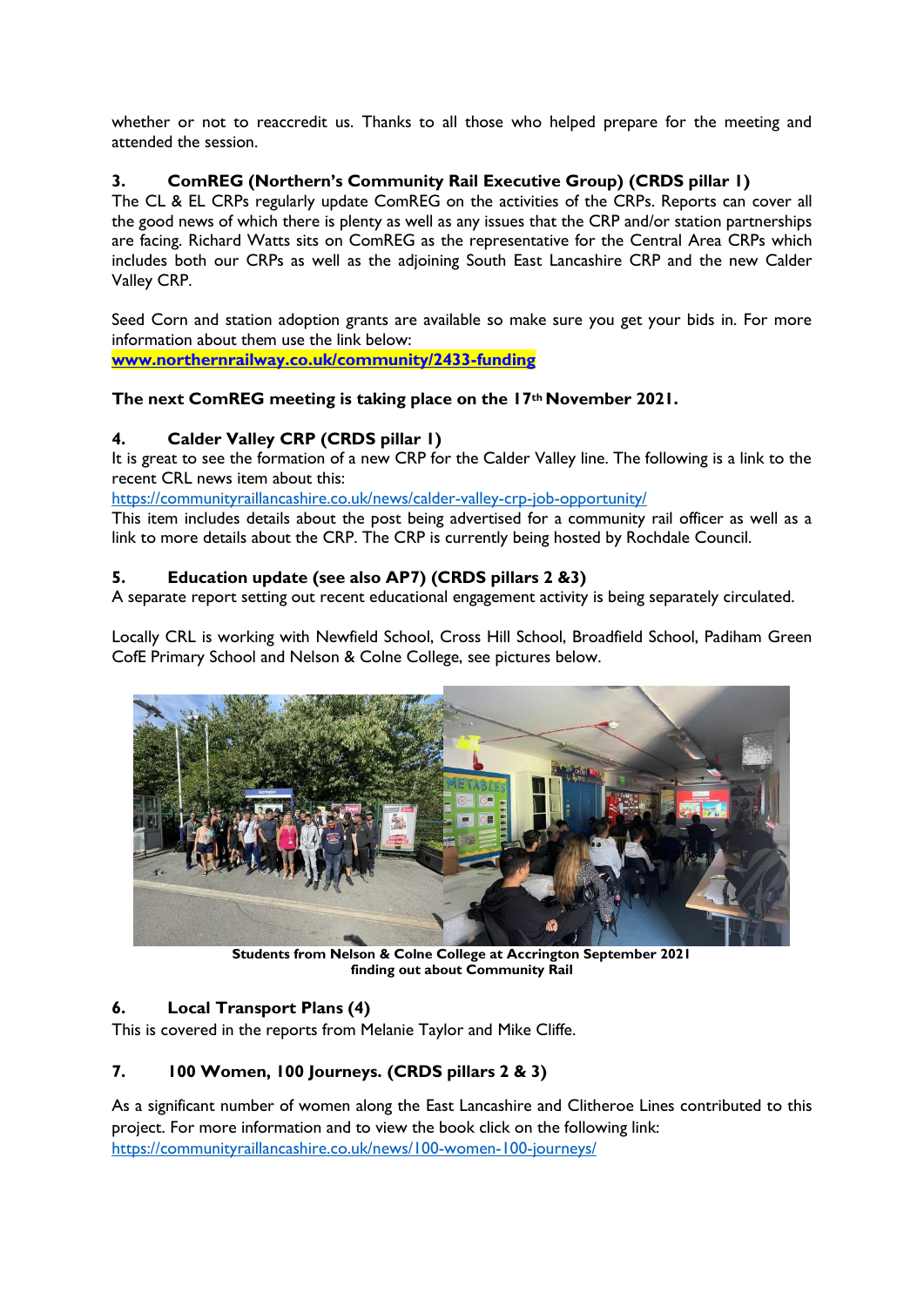whether or not to reaccredit us. Thanks to all those who helped prepare for the meeting and attended the session.

### 3. ComREG (Northern's Community Rail Executive Group) (CRDS pillar 1)

The CL & EL CRPs regularly update ComREG on the activities of the CRPs. Reports can cover all the good news of which there is plenty as well as any issues that the CRP and/or station partnerships are facing. Richard Watts sits on ComREG as the representative for the Central Area CRPs which includes both our CRPs as well as the adjoining South East Lancashire CRP and the new Calder Valley CRP.

Seed Corn and station adoption grants are available so make sure you get your bids in. For more information about them use the link below:
**www.northernrailway.co.uk/community/2433-funding**

**The next ComREG meeting is taking place on the 17th November 2021.**

### 4. Calder Valley CRP (CRDS pillar 1)

It is great to see the formation of a new CRP for the Calder Valley line. The following is a link to the recent CRL news item about this:
https://communityraillancashire.co.uk/news/calder-valley-crp-job-opportunity/
This item includes details about the post being advertised for a community rail officer as well as a link to more details about the CRP. The CRP is currently being hosted by Rochdale Council.

### 5. Education update (see also AP7) (CRDS pillars 2 &3)

A separate report setting out recent educational engagement activity is being separately circulated.

Locally CRL is working with Newfield School, Cross Hill School, Broadfield School, Padiham Green CofE Primary School and Nelson & Colne College, see pictures below.

**Students from Nelson & Colne College at Accrington September 2021 finding out about Community Rail**

### 6. Local Transport Plans (4)

This is covered in the reports from Melanie Taylor and Mike Cliffe.

### 7. 100 Women, 100 Journeys. (CRDS pillars 2 & 3)

As a significant number of women along the East Lancashire and Clitheroe Lines contributed to this project. For more information and to view the book click on the following link:
https://communityraillancashire.co.uk/news/100-women-100-journeys/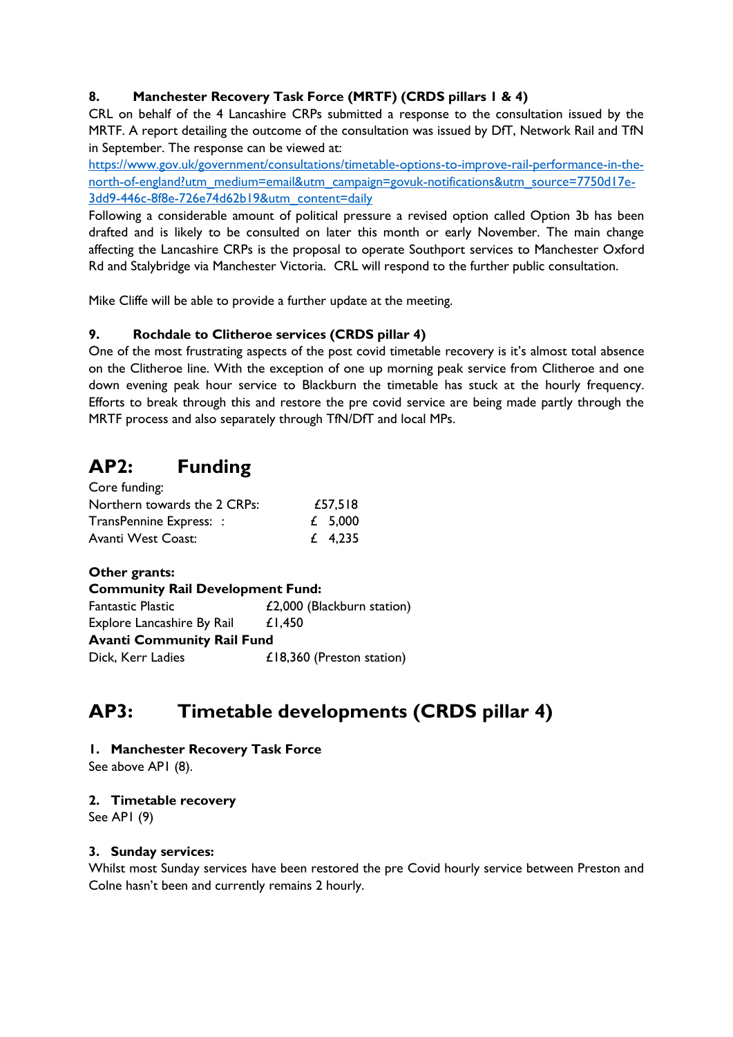**8. Manchester Recovery Task Force (MRTF) (CRDS pillars 1 & 4)**

CRL on behalf of the 4 Lancashire CRPs submitted a response to the consultation issued by the MRTF. A report detailing the outcome of the consultation was issued by DfT, Network Rail and TfN in September. The response can be viewed at:

https://www.gov.uk/government/consultations/timetable-options-to-improve-rail-performance-in-the-north-of-england?utm_medium=email&utm_campaign=govuk-notifications&utm_source=7750d17e-3dd9-446c-8f8e-726e74d62b19&utm_content=daily

Following a considerable amount of political pressure a revised option called Option 3b has been drafted and is likely to be consulted on later this month or early November. The main change affecting the Lancashire CRPs is the proposal to operate Southport services to Manchester Oxford Rd and Stalybridge via Manchester Victoria. CRL will respond to the further public consultation.

Mike Cliffe will be able to provide a further update at the meeting.

**9. Rochdale to Clitheroe services (CRDS pillar 4)**

One of the most frustrating aspects of the post covid timetable recovery is it's almost total absence on the Clitheroe line. With the exception of one up morning peak service from Clitheroe and one down evening peak hour service to Blackburn the timetable has stuck at the hourly frequency. Efforts to break through this and restore the pre covid service are being made partly through the MRTF process and also separately through TfN/DfT and local MPs.

# AP2: Funding

Core funding:

| | |
|---|---|
| Northern towards the 2 CRPs: | £57,518 |
| TransPennine Express: : | £ 5,000 |
| Avanti West Coast: | £ 4,235 |

**Other grants:**

**Community Rail Development Fund:**

| | |
|---|---|
| Fantastic Plastic | £2,000 (Blackburn station) |
| Explore Lancashire By Rail | £1,450 |

**Avanti Community Rail Fund**

| | |
|---|---|
| Dick, Kerr Ladies | £18,360 (Preston station) |

# AP3: Timetable developments (CRDS pillar 4)

**1. Manchester Recovery Task Force**

See above AP1 (8).

**2. Timetable recovery**

See AP1 (9)

**3. Sunday services:**

Whilst most Sunday services have been restored the pre Covid hourly service between Preston and Colne hasn't been and currently remains 2 hourly.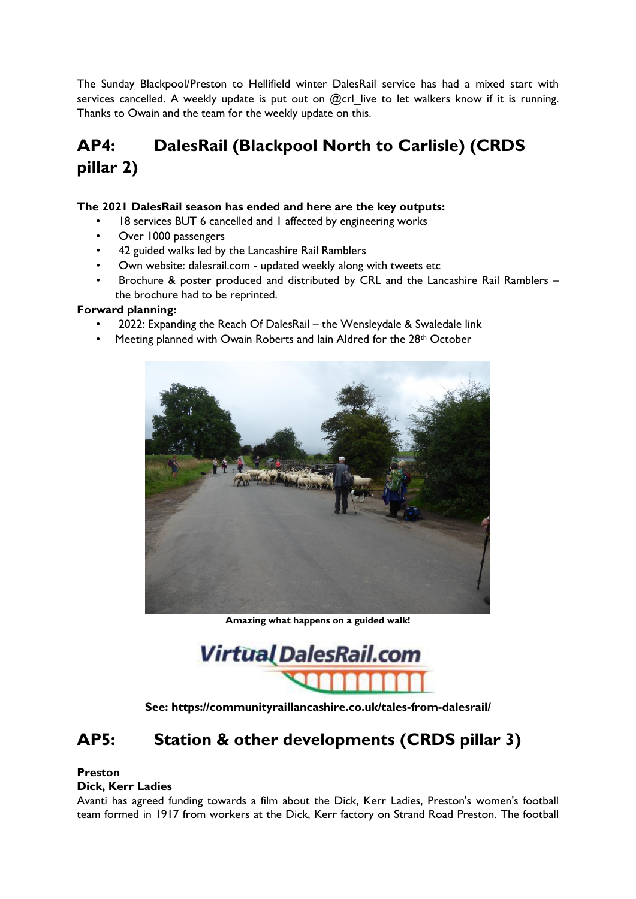The Sunday Blackpool/Preston to Hellifield winter DalesRail service has had a mixed start with services cancelled. A weekly update is put out on @crl_live to let walkers know if it is running. Thanks to Owain and the team for the weekly update on this.

## AP4: DalesRail (Blackpool North to Carlisle) (CRDS pillar 2)

**The 2021 DalesRail season has ended and here are the key outputs:**

- 18 services BUT 6 cancelled and 1 affected by engineering works
- Over 1000 passengers
- 42 guided walks led by the Lancashire Rail Ramblers
- Own website: dalesrail.com - updated weekly along with tweets etc
- Brochure & poster produced and distributed by CRL and the Lancashire Rail Ramblers – the brochure had to be reprinted.

**Forward planning:**

- 2022: Expanding the Reach Of DalesRail – the Wensleydale & Swaledale link
- Meeting planned with Owain Roberts and Iain Aldred for the 28th October

**Amazing what happens on a guided walk!**

Virtual DalesRail.com

**See: https://communityraillancashire.co.uk/tales-from-dalesrail/**

## AP5: Station & other developments (CRDS pillar 3)

**Preston**

**Dick, Kerr Ladies**

Avanti has agreed funding towards a film about the Dick, Kerr Ladies, Preston's women's football team formed in 1917 from workers at the Dick, Kerr factory on Strand Road Preston. The football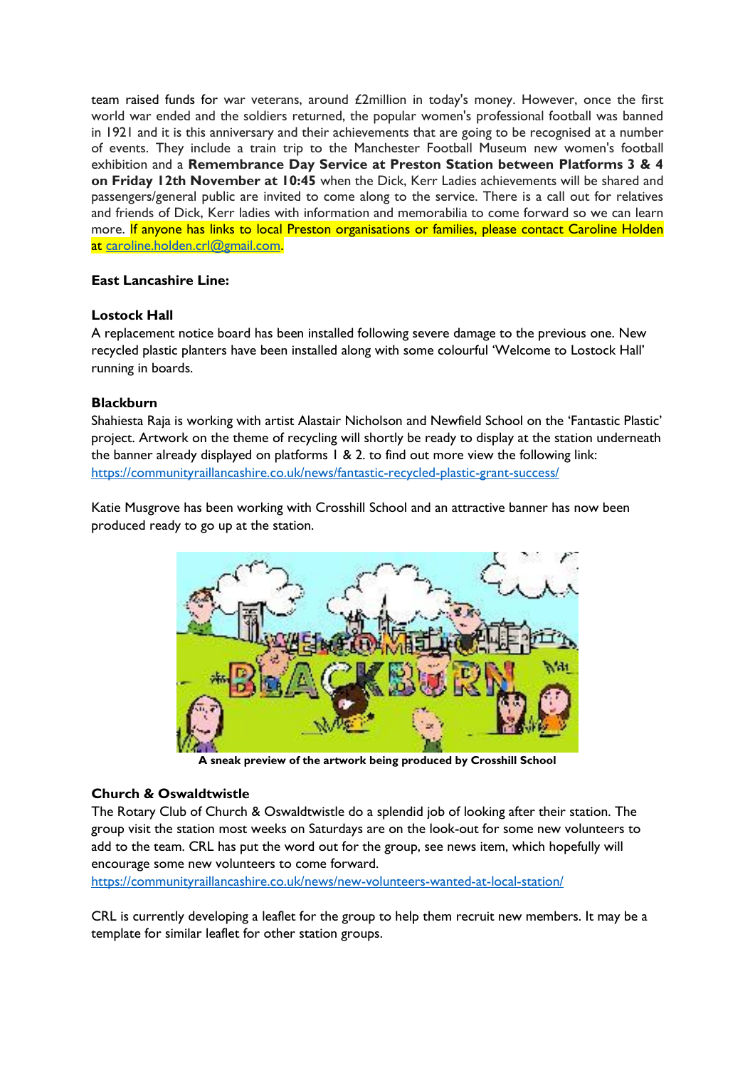team raised funds for war veterans, around £2million in today's money. However, once the first world war ended and the soldiers returned, the popular women's professional football was banned in 1921 and it is this anniversary and their achievements that are going to be recognised at a number of events. They include a train trip to the Manchester Football Museum new women's football exhibition and a **Remembrance Day Service at Preston Station between Platforms 3 & 4 on Friday 12th November at 10:45** when the Dick, Kerr Ladies achievements will be shared and passengers/general public are invited to come along to the service. There is a call out for relatives and friends of Dick, Kerr ladies with information and memorabilia to come forward so we can learn more. If anyone has links to local Preston organisations or families, please contact Caroline Holden at caroline.holden.crl@gmail.com.

**East Lancashire Line:**

**Lostock Hall**

A replacement notice board has been installed following severe damage to the previous one. New recycled plastic planters have been installed along with some colourful 'Welcome to Lostock Hall' running in boards.

**Blackburn**

Shahiesta Raja is working with artist Alastair Nicholson and Newfield School on the 'Fantastic Plastic' project. Artwork on the theme of recycling will shortly be ready to display at the station underneath the banner already displayed on platforms 1 & 2. to find out more view the following link: https://communityraillancashire.co.uk/news/fantastic-recycled-plastic-grant-success/

Katie Musgrove has been working with Crosshill School and an attractive banner has now been produced ready to go up at the station.

**A sneak preview of the artwork being produced by Crosshill School**

**Church & Oswaldtwistle**

The Rotary Club of Church & Oswaldtwistle do a splendid job of looking after their station. The group visit the station most weeks on Saturdays are on the look-out for some new volunteers to add to the team. CRL has put the word out for the group, see news item, which hopefully will encourage some new volunteers to come forward.
https://communityraillancashire.co.uk/news/new-volunteers-wanted-at-local-station/

CRL is currently developing a leaflet for the group to help them recruit new members. It may be a template for similar leaflet for other station groups.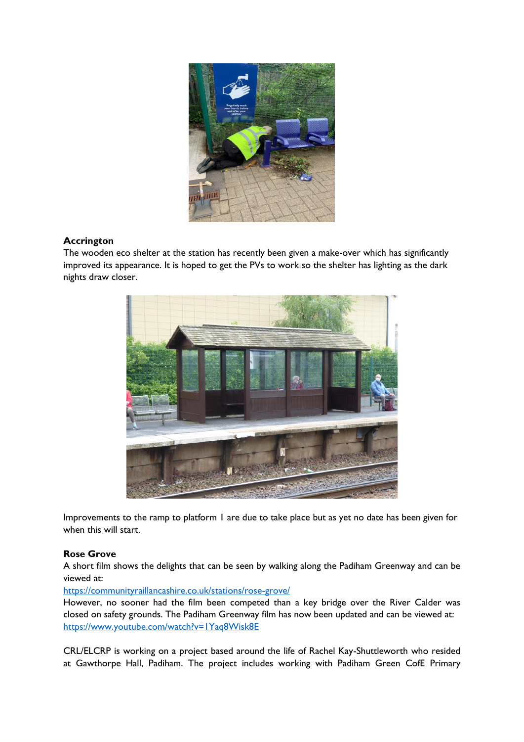**Accrington**

The wooden eco shelter at the station has recently been given a make-over which has significantly improved its appearance. It is hoped to get the PVs to work so the shelter has lighting as the dark nights draw closer.

Improvements to the ramp to platform 1 are due to take place but as yet no date has been given for when this will start.

**Rose Grove**

A short film shows the delights that can be seen by walking along the Padiham Greenway and can be viewed at:
https://communityraillancashire.co.uk/stations/rose-grove/
However, no sooner had the film been competed than a key bridge over the River Calder was closed on safety grounds. The Padiham Greenway film has now been updated and can be viewed at:
https://www.youtube.com/watch?v=1Yaq8Wisk8E

CRL/ELCRP is working on a project based around the life of Rachel Kay-Shuttleworth who resided at Gawthorpe Hall, Padiham. The project includes working with Padiham Green CofE Primary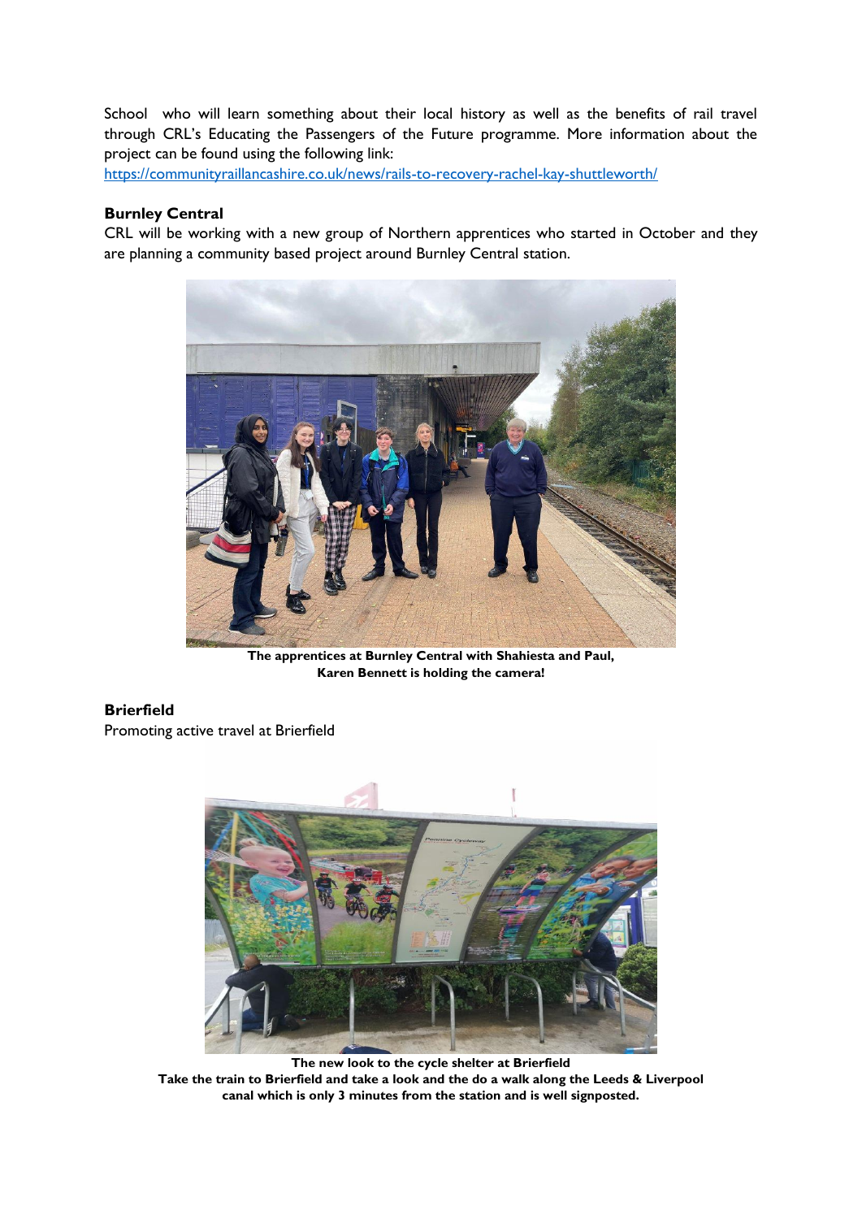School who will learn something about their local history as well as the benefits of rail travel through CRL's Educating the Passengers of the Future programme. More information about the project can be found using the following link: https://communityraillancashire.co.uk/news/rails-to-recovery-rachel-kay-shuttleworth/

**Burnley Central**

CRL will be working with a new group of Northern apprentices who started in October and they are planning a community based project around Burnley Central station.

**The apprentices at Burnley Central with Shahiesta and Paul, Karen Bennett is holding the camera!**

**Brierfield**

Promoting active travel at Brierfield

**The new look to the cycle shelter at Brierfield**
**Take the train to Brierfield and take a look and the do a walk along the Leeds & Liverpool canal which is only 3 minutes from the station and is well signposted.**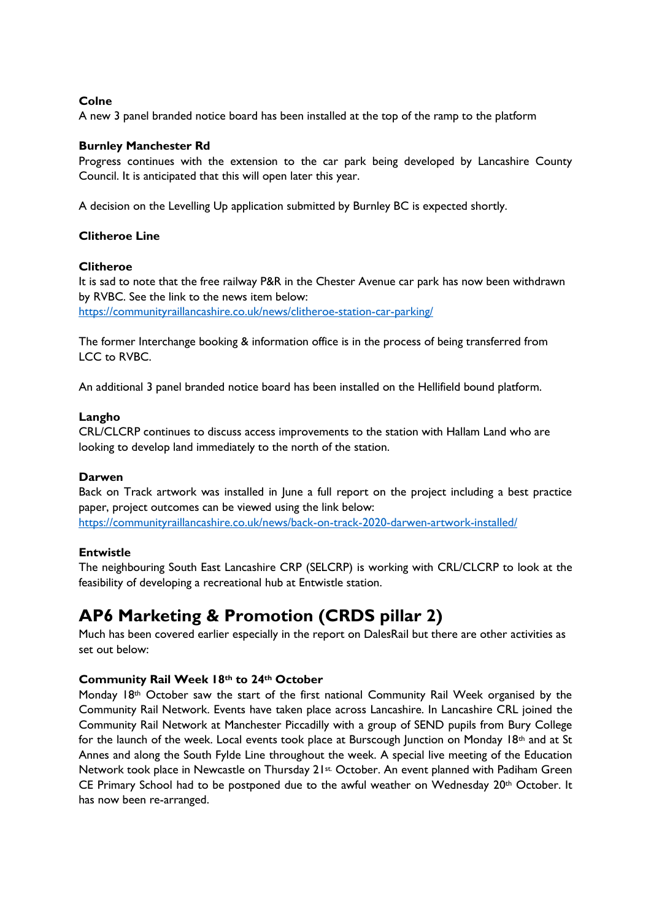**Colne**

A new 3 panel branded notice board has been installed at the top of the ramp to the platform

**Burnley Manchester Rd**

Progress continues with the extension to the car park being developed by Lancashire County Council. It is anticipated that this will open later this year.

A decision on the Levelling Up application submitted by Burnley BC is expected shortly.

**Clitheroe Line**

**Clitheroe**

It is sad to note that the free railway P&R in the Chester Avenue car park has now been withdrawn by RVBC. See the link to the news item below:
https://communityraillancashire.co.uk/news/clitheroe-station-car-parking/

The former Interchange booking & information office is in the process of being transferred from LCC to RVBC.

An additional 3 panel branded notice board has been installed on the Hellifield bound platform.

**Langho**

CRL/CLCRP continues to discuss access improvements to the station with Hallam Land who are looking to develop land immediately to the north of the station.

**Darwen**

Back on Track artwork was installed in June a full report on the project including a best practice paper, project outcomes can be viewed using the link below:
https://communityraillancashire.co.uk/news/back-on-track-2020-darwen-artwork-installed/

**Entwistle**

The neighbouring South East Lancashire CRP (SELCRP) is working with CRL/CLCRP to look at the feasibility of developing a recreational hub at Entwistle station.

# AP6 Marketing & Promotion (CRDS pillar 2)

Much has been covered earlier especially in the report on DalesRail but there are other activities as set out below:

**Community Rail Week 18th to 24th October**

Monday 18th October saw the start of the first national Community Rail Week organised by the Community Rail Network. Events have taken place across Lancashire. In Lancashire CRL joined the Community Rail Network at Manchester Piccadilly with a group of SEND pupils from Bury College for the launch of the week. Local events took place at Burscough Junction on Monday 18th and at St Annes and along the South Fylde Line throughout the week. A special live meeting of the Education Network took place in Newcastle on Thursday 21st October. An event planned with Padiham Green CE Primary School had to be postponed due to the awful weather on Wednesday 20th October. It has now been re-arranged.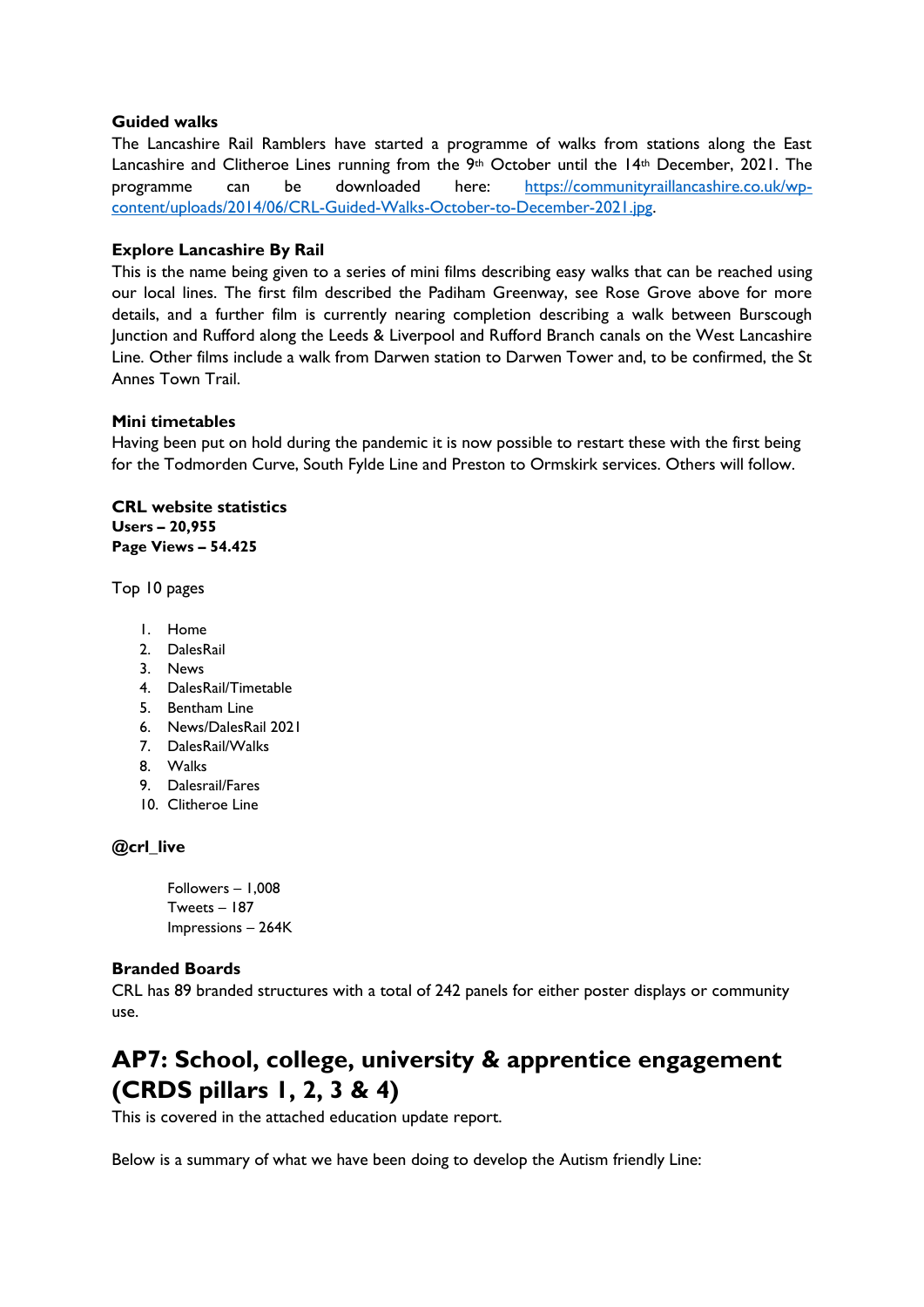**Guided walks**

The Lancashire Rail Ramblers have started a programme of walks from stations along the East Lancashire and Clitheroe Lines running from the 9th October until the 14th December, 2021. The programme can be downloaded here: [https://communityraillancashire.co.uk/wp-content/uploads/2014/06/CRL-Guided-Walks-October-to-December-2021.jpg](https://communityraillancashire.co.uk/wp-content/uploads/2014/06/CRL-Guided-Walks-October-to-December-2021.jpg).

**Explore Lancashire By Rail**

This is the name being given to a series of mini films describing easy walks that can be reached using our local lines. The first film described the Padiham Greenway, see Rose Grove above for more details, and a further film is currently nearing completion describing a walk between Burscough Junction and Rufford along the Leeds & Liverpool and Rufford Branch canals on the West Lancashire Line. Other films include a walk from Darwen station to Darwen Tower and, to be confirmed, the St Annes Town Trail.

**Mini timetables**

Having been put on hold during the pandemic it is now possible to restart these with the first being for the Todmorden Curve, South Fylde Line and Preston to Ormskirk services. Others will follow.

**CRL website statistics**
**Users – 20,955**
**Page Views – 54.425**

Top 10 pages

1. Home
2. DalesRail
3. News
4. DalesRail/Timetable
5. Bentham Line
6. News/DalesRail 2021
7. DalesRail/Walks
8. Walks
9. Dalesrail/Fares
10. Clitheroe Line

**@crl_live**

Followers – 1,008
Tweets – 187
Impressions – 264K

**Branded Boards**

CRL has 89 branded structures with a total of 242 panels for either poster displays or community use.

# AP7: School, college, university & apprentice engagement (CRDS pillars 1, 2, 3 & 4)

This is covered in the attached education update report.

Below is a summary of what we have been doing to develop the Autism friendly Line: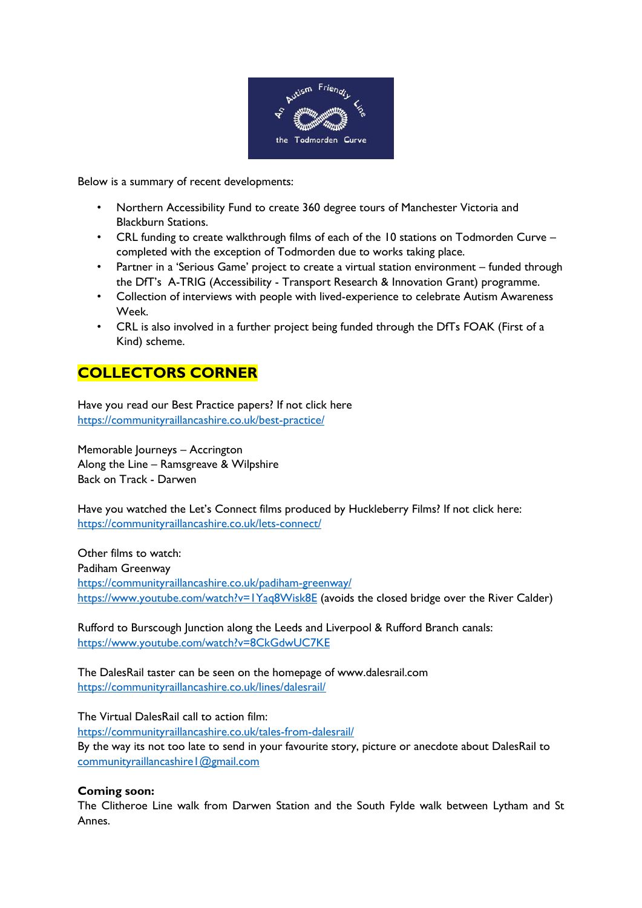An Autism Friendly Line

the Todmorden Curve

Below is a summary of recent developments:

- Northern Accessibility Fund to create 360 degree tours of Manchester Victoria and Blackburn Stations.
- CRL funding to create walkthrough films of each of the 10 stations on Todmorden Curve – completed with the exception of Todmorden due to works taking place.
- Partner in a 'Serious Game' project to create a virtual station environment – funded through the DfT's A-TRIG (Accessibility - Transport Research & Innovation Grant) programme.
- Collection of interviews with people with lived-experience to celebrate Autism Awareness Week.
- CRL is also involved in a further project being funded through the DfTs FOAK (First of a Kind) scheme.

## COLLECTORS CORNER

Have you read our Best Practice papers? If not click here
https://communityraillancashire.co.uk/best-practice/

Memorable Journeys – Accrington
Along the Line – Ramsgreave & Wilpshire
Back on Track - Darwen

Have you watched the Let's Connect films produced by Huckleberry Films? If not click here:
https://communityraillancashire.co.uk/lets-connect/

Other films to watch:
Padiham Greenway
https://communityraillancashire.co.uk/padiham-greenway/
https://www.youtube.com/watch?v=1Yaq8Wisk8E (avoids the closed bridge over the River Calder)

Rufford to Burscough Junction along the Leeds and Liverpool & Rufford Branch canals:
https://www.youtube.com/watch?v=8CkGdwUC7KE

The DalesRail taster can be seen on the homepage of www.dalesrail.com
https://communityraillancashire.co.uk/lines/dalesrail/

The Virtual DalesRail call to action film:
https://communityraillancashire.co.uk/tales-from-dalesrail/
By the way its not too late to send in your favourite story, picture or anecdote about DalesRail to communityraillancashire1@gmail.com

**Coming soon:**
The Clitheroe Line walk from Darwen Station and the South Fylde walk between Lytham and St Annes.